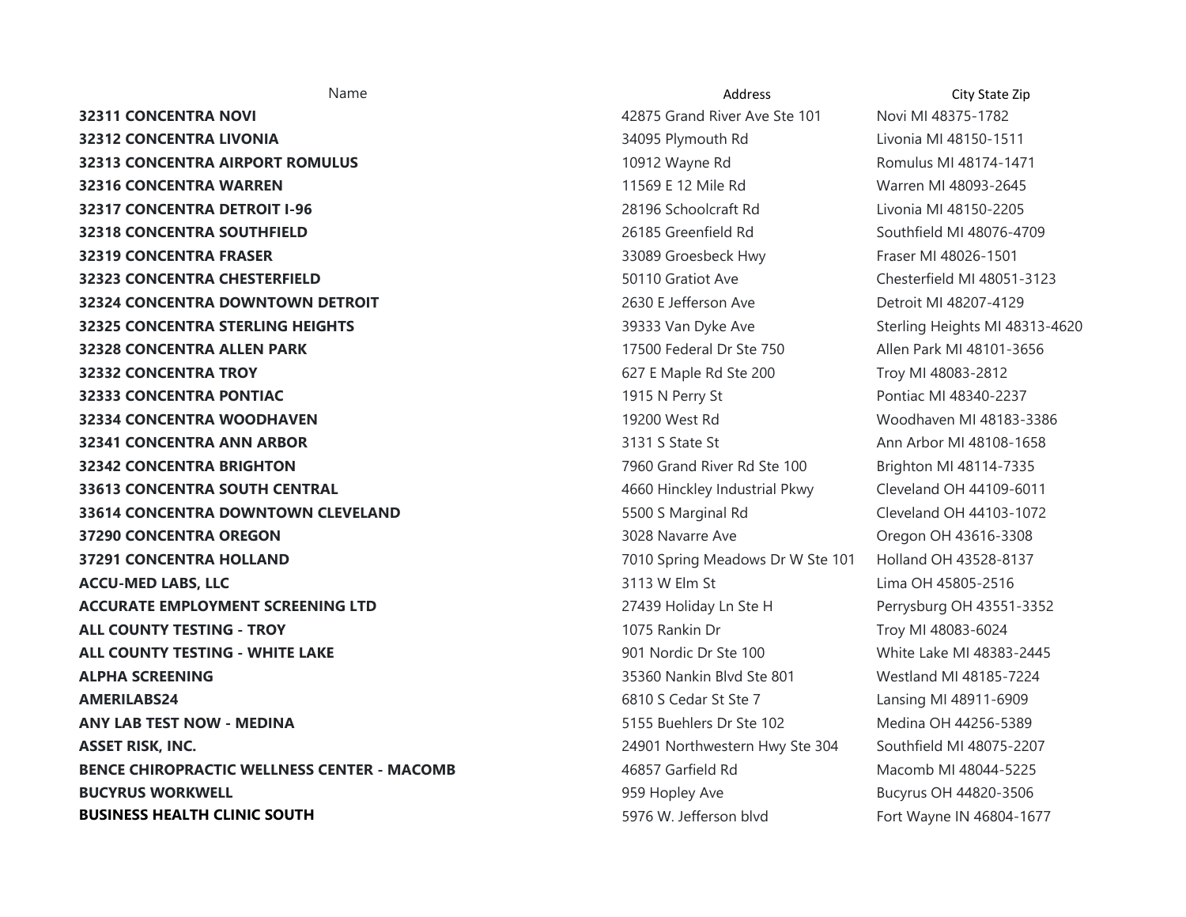| Name | Address | City State Zip |
|---|---|---|
| **32311 CONCENTRA NOVI** | 42875 Grand River Ave Ste 101 | Novi MI 48375-1782 |
| **32312 CONCENTRA LIVONIA** | 34095 Plymouth Rd | Livonia MI 48150-1511 |
| **32313 CONCENTRA AIRPORT ROMULUS** | 10912 Wayne Rd | Romulus MI 48174-1471 |
| **32316 CONCENTRA WARREN** | 11569 E 12 Mile Rd | Warren MI 48093-2645 |
| **32317 CONCENTRA DETROIT I-96** | 28196 Schoolcraft Rd | Livonia MI 48150-2205 |
| **32318 CONCENTRA SOUTHFIELD** | 26185 Greenfield Rd | Southfield MI 48076-4709 |
| **32319 CONCENTRA FRASER** | 33089 Groesbeck Hwy | Fraser MI 48026-1501 |
| **32323 CONCENTRA CHESTERFIELD** | 50110 Gratiot Ave | Chesterfield MI 48051-3123 |
| **32324 CONCENTRA DOWNTOWN DETROIT** | 2630 E Jefferson Ave | Detroit MI 48207-4129 |
| **32325 CONCENTRA STERLING HEIGHTS** | 39333 Van Dyke Ave | Sterling Heights MI 48313-4620 |
| **32328 CONCENTRA ALLEN PARK** | 17500 Federal Dr Ste 750 | Allen Park MI 48101-3656 |
| **32332 CONCENTRA TROY** | 627 E Maple Rd Ste 200 | Troy MI 48083-2812 |
| **32333 CONCENTRA PONTIAC** | 1915 N Perry St | Pontiac MI 48340-2237 |
| **32334 CONCENTRA WOODHAVEN** | 19200 West Rd | Woodhaven MI 48183-3386 |
| **32341 CONCENTRA ANN ARBOR** | 3131 S State St | Ann Arbor MI 48108-1658 |
| **32342 CONCENTRA BRIGHTON** | 7960 Grand River Rd Ste 100 | Brighton MI 48114-7335 |
| **33613 CONCENTRA SOUTH CENTRAL** | 4660 Hinckley Industrial Pkwy | Cleveland OH 44109-6011 |
| **33614 CONCENTRA DOWNTOWN CLEVELAND** | 5500 S Marginal Rd | Cleveland OH 44103-1072 |
| **37290 CONCENTRA OREGON** | 3028 Navarre Ave | Oregon OH 43616-3308 |
| **37291 CONCENTRA HOLLAND** | 7010 Spring Meadows Dr W Ste 101 | Holland OH 43528-8137 |
| **ACCU-MED LABS, LLC** | 3113 W Elm St | Lima OH 45805-2516 |
| **ACCURATE EMPLOYMENT SCREENING LTD** | 27439 Holiday Ln Ste H | Perrysburg OH 43551-3352 |
| **ALL COUNTY TESTING - TROY** | 1075 Rankin Dr | Troy MI 48083-6024 |
| **ALL COUNTY TESTING - WHITE LAKE** | 901 Nordic Dr Ste 100 | White Lake MI 48383-2445 |
| **ALPHA SCREENING** | 35360 Nankin Blvd Ste 801 | Westland MI 48185-7224 |
| **AMERILABS24** | 6810 S Cedar St Ste 7 | Lansing MI 48911-6909 |
| **ANY LAB TEST NOW - MEDINA** | 5155 Buehlers Dr Ste 102 | Medina OH 44256-5389 |
| **ASSET RISK, INC.** | 24901 Northwestern Hwy Ste 304 | Southfield MI 48075-2207 |
| **BENCE CHIROPRACTIC WELLNESS CENTER - MACOMB** | 46857 Garfield Rd | Macomb MI 48044-5225 |
| **BUCYRUS WORKWELL** | 959 Hopley Ave | Bucyrus OH 44820-3506 |
| **BUSINESS HEALTH CLINIC SOUTH** | 5976 W. Jefferson blvd | Fort Wayne IN 46804-1677 |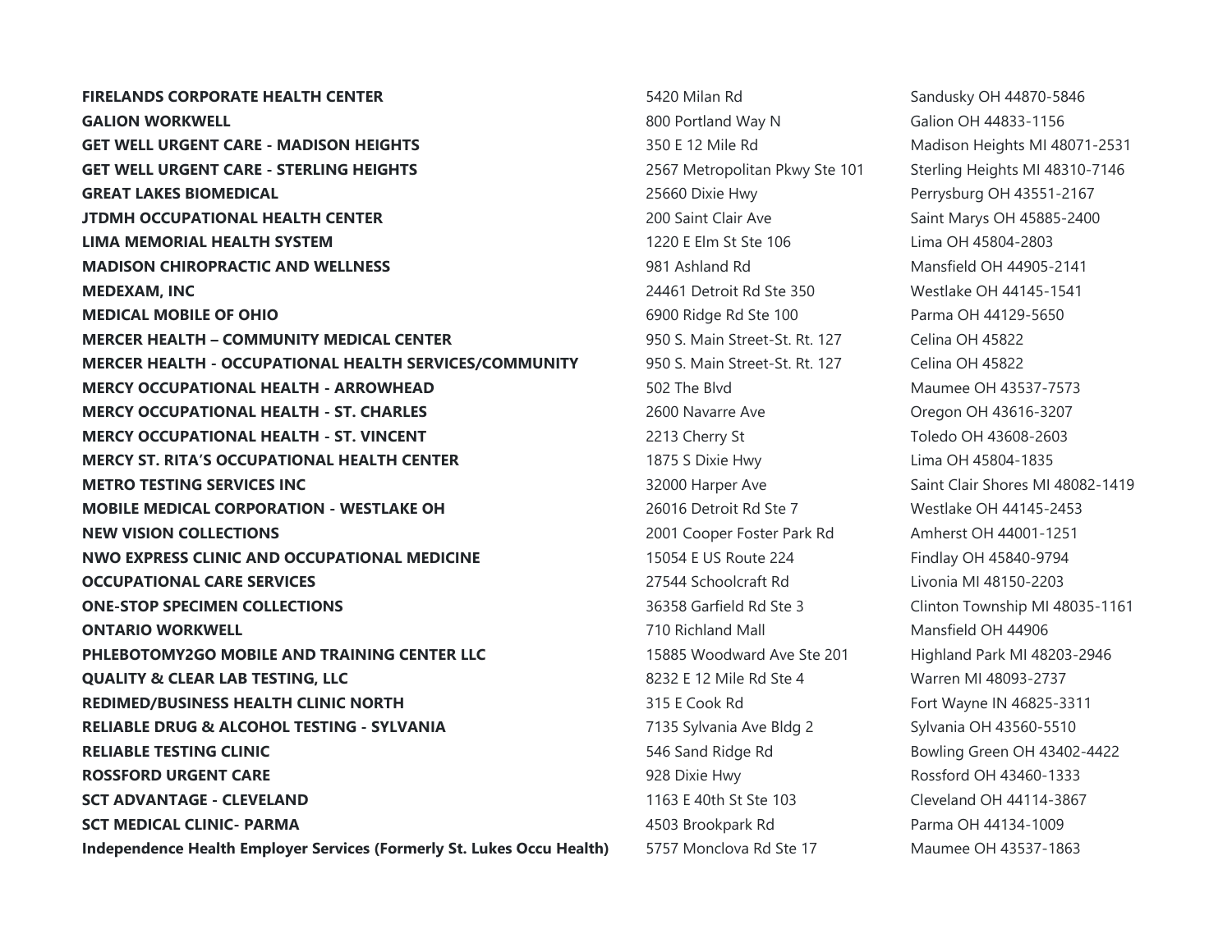| | | |
|---|---|---|
| **FIRELANDS CORPORATE HEALTH CENTER** | 5420 Milan Rd | Sandusky OH 44870-5846 |
| **GALION WORKWELL** | 800 Portland Way N | Galion OH 44833-1156 |
| **GET WELL URGENT CARE - MADISON HEIGHTS** | 350 E 12 Mile Rd | Madison Heights MI 48071-2531 |
| **GET WELL URGENT CARE - STERLING HEIGHTS** | 2567 Metropolitan Pkwy Ste 101 | Sterling Heights MI 48310-7146 |
| **GREAT LAKES BIOMEDICAL** | 25660 Dixie Hwy | Perrysburg OH 43551-2167 |
| **JTDMH OCCUPATIONAL HEALTH CENTER** | 200 Saint Clair Ave | Saint Marys OH 45885-2400 |
| **LIMA MEMORIAL HEALTH SYSTEM** | 1220 E Elm St Ste 106 | Lima OH 45804-2803 |
| **MADISON CHIROPRACTIC AND WELLNESS** | 981 Ashland Rd | Mansfield OH 44905-2141 |
| **MEDEXAM, INC** | 24461 Detroit Rd Ste 350 | Westlake OH 44145-1541 |
| **MEDICAL MOBILE OF OHIO** | 6900 Ridge Rd Ste 100 | Parma OH 44129-5650 |
| **MERCER HEALTH – COMMUNITY MEDICAL CENTER** | 950 S. Main Street-St. Rt. 127 | Celina OH 45822 |
| **MERCER HEALTH - OCCUPATIONAL HEALTH SERVICES/COMMUNITY** | 950 S. Main Street-St. Rt. 127 | Celina OH 45822 |
| **MERCY OCCUPATIONAL HEALTH - ARROWHEAD** | 502 The Blvd | Maumee OH 43537-7573 |
| **MERCY OCCUPATIONAL HEALTH - ST. CHARLES** | 2600 Navarre Ave | Oregon OH 43616-3207 |
| **MERCY OCCUPATIONAL HEALTH - ST. VINCENT** | 2213 Cherry St | Toledo OH 43608-2603 |
| **MERCY ST. RITA'S OCCUPATIONAL HEALTH CENTER** | 1875 S Dixie Hwy | Lima OH 45804-1835 |
| **METRO TESTING SERVICES INC** | 32000 Harper Ave | Saint Clair Shores MI 48082-1419 |
| **MOBILE MEDICAL CORPORATION - WESTLAKE OH** | 26016 Detroit Rd Ste 7 | Westlake OH 44145-2453 |
| **NEW VISION COLLECTIONS** | 2001 Cooper Foster Park Rd | Amherst OH 44001-1251 |
| **NWO EXPRESS CLINIC AND OCCUPATIONAL MEDICINE** | 15054 E US Route 224 | Findlay OH 45840-9794 |
| **OCCUPATIONAL CARE SERVICES** | 27544 Schoolcraft Rd | Livonia MI 48150-2203 |
| **ONE-STOP SPECIMEN COLLECTIONS** | 36358 Garfield Rd Ste 3 | Clinton Township MI 48035-1161 |
| **ONTARIO WORKWELL** | 710 Richland Mall | Mansfield OH 44906 |
| **PHLEBOTOMY2GO MOBILE AND TRAINING CENTER LLC** | 15885 Woodward Ave Ste 201 | Highland Park MI 48203-2946 |
| **QUALITY & CLEAR LAB TESTING, LLC** | 8232 E 12 Mile Rd Ste 4 | Warren MI 48093-2737 |
| **REDIMED/BUSINESS HEALTH CLINIC NORTH** | 315 E Cook Rd | Fort Wayne IN 46825-3311 |
| **RELIABLE DRUG & ALCOHOL TESTING - SYLVANIA** | 7135 Sylvania Ave Bldg 2 | Sylvania OH 43560-5510 |
| **RELIABLE TESTING CLINIC** | 546 Sand Ridge Rd | Bowling Green OH 43402-4422 |
| **ROSSFORD URGENT CARE** | 928 Dixie Hwy | Rossford OH 43460-1333 |
| **SCT ADVANTAGE - CLEVELAND** | 1163 E 40th St Ste 103 | Cleveland OH 44114-3867 |
| **SCT MEDICAL CLINIC- PARMA** | 4503 Brookpark Rd | Parma OH 44134-1009 |
| **Independence Health Employer Services (Formerly St. Lukes Occu Health)** | 5757 Monclova Rd Ste 17 | Maumee OH 43537-1863 |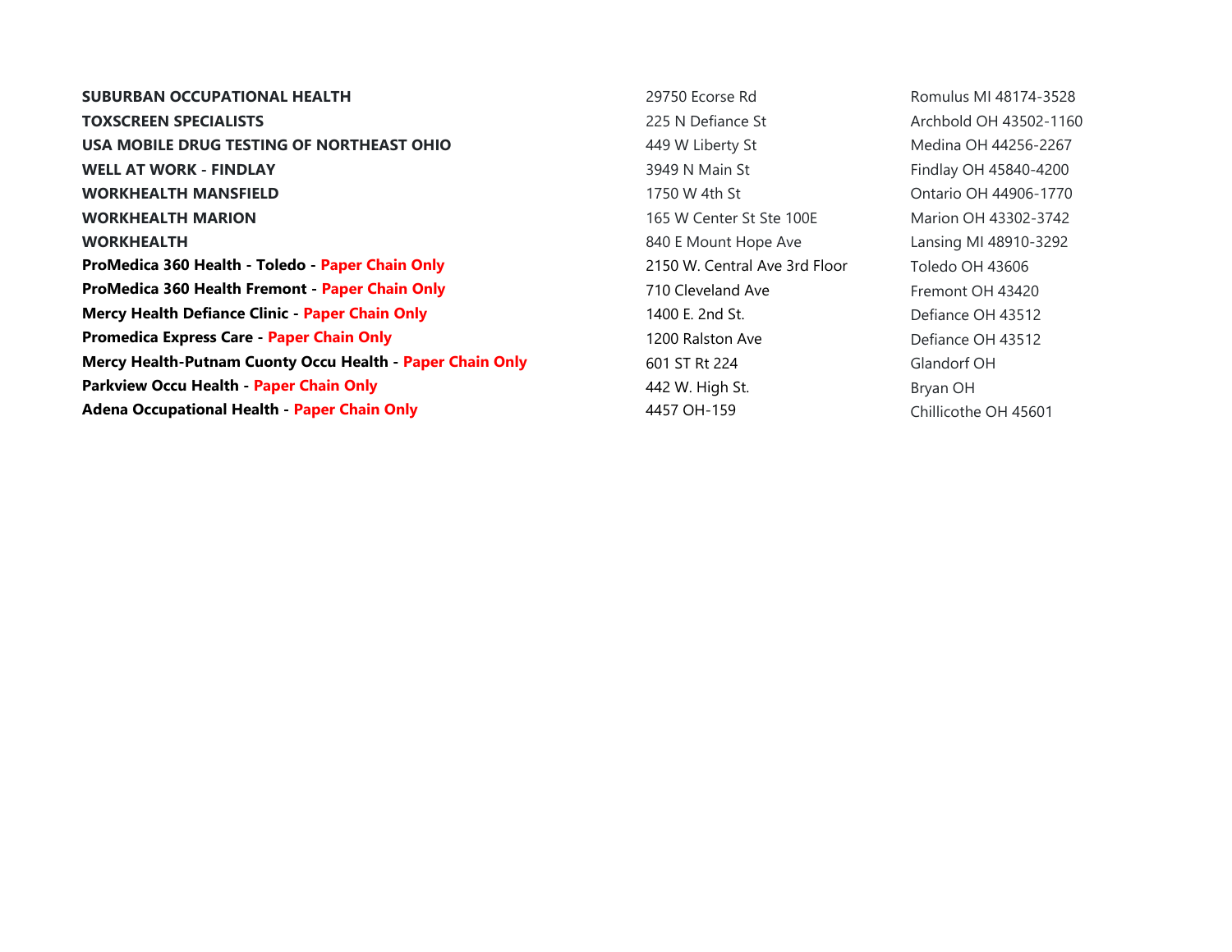| | | |
|---|---|---|
| **SUBURBAN OCCUPATIONAL HEALTH** | 29750 Ecorse Rd | Romulus MI 48174-3528 |
| **TOXSCREEN SPECIALISTS** | 225 N Defiance St | Archbold OH 43502-1160 |
| **USA MOBILE DRUG TESTING OF NORTHEAST OHIO** | 449 W Liberty St | Medina OH 44256-2267 |
| **WELL AT WORK - FINDLAY** | 3949 N Main St | Findlay OH 45840-4200 |
| **WORKHEALTH MANSFIELD** | 1750 W 4th St | Ontario OH 44906-1770 |
| **WORKHEALTH MARION** | 165 W Center St Ste 100E | Marion OH 43302-3742 |
| **WORKHEALTH** | 840 E Mount Hope Ave | Lansing MI 48910-3292 |
| **ProMedica 360 Health - Toledo - Paper Chain Only** | 2150 W. Central Ave 3rd Floor | Toledo OH 43606 |
| **ProMedica 360 Health Fremont - Paper Chain Only** | 710 Cleveland Ave | Fremont OH 43420 |
| **Mercy Health Defiance Clinic - Paper Chain Only** | 1400 E. 2nd St. | Defiance OH 43512 |
| **Promedica Express Care - Paper Chain Only** | 1200 Ralston Ave | Defiance OH 43512 |
| **Mercy Health-Putnam Cuonty Occu Health - Paper Chain Only** | 601 ST Rt 224 | Glandorf OH |
| **Parkview Occu Health - Paper Chain Only** | 442 W. High St. | Bryan OH |
| **Adena Occupational Health - Paper Chain Only** | 4457 OH-159 | Chillicothe OH 45601 |